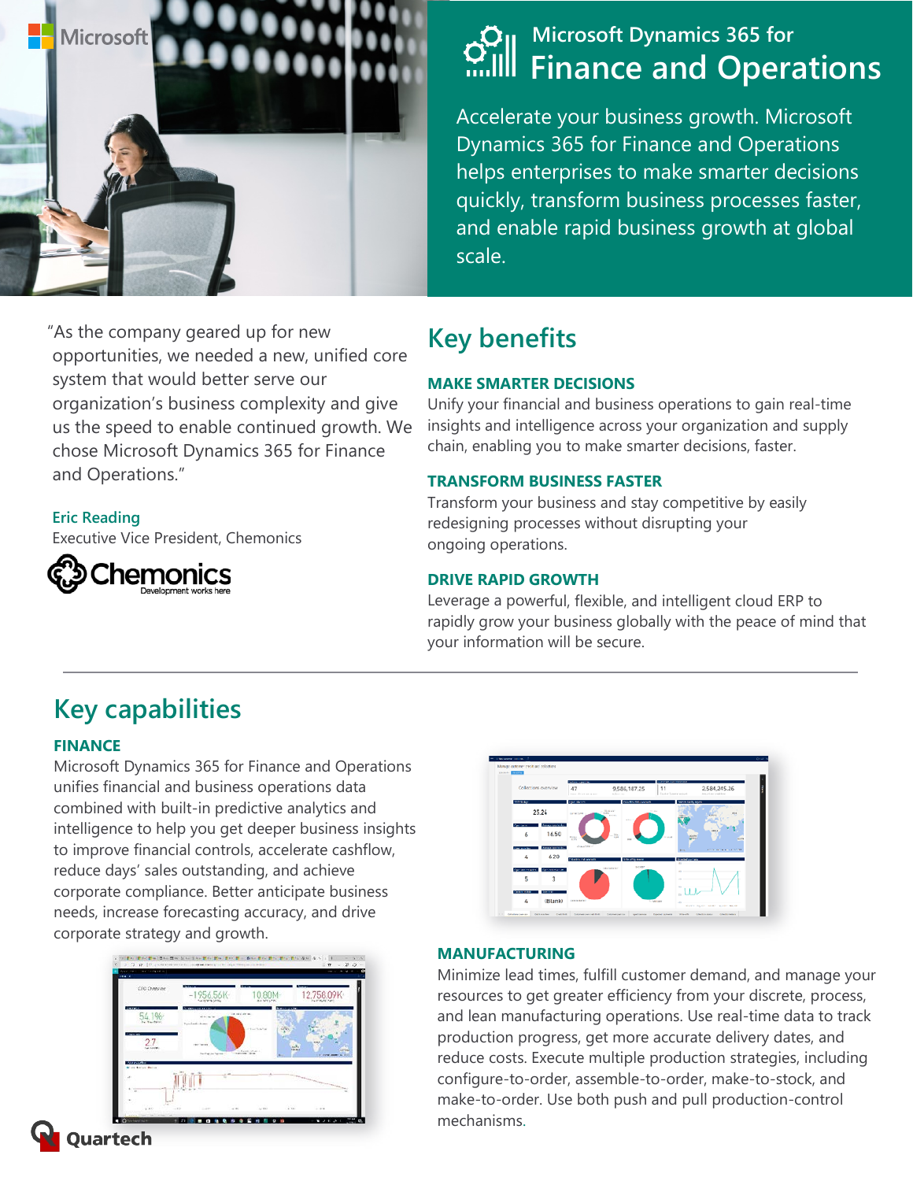Microsoft

# Microsoft Dynamics 365 for Finance and Operations

Accelerate your business growth. Microsoft Dynamics 365 for Finance and Operations helps enterprises to make smarter decisions quickly, transform business processes faster, and enable rapid business growth at global scale.

"As the company geared up for new opportunities, we needed a new, unified core system that would better serve our organization's business complexity and give us the speed to enable continued growth. We chose Microsoft Dynamics 365 for Finance and Operations."

**Eric Reading**
Executive Vice President, Chemonics

Chemonics
Development works here

## Key benefits

### MAKE SMARTER DECISIONS

Unify your financial and business operations to gain real-time insights and intelligence across your organization and supply chain, enabling you to make smarter decisions, faster.

### TRANSFORM BUSINESS FASTER

Transform your business and stay competitive by easily redesigning processes without disrupting your ongoing operations.

### DRIVE RAPID GROWTH

Leverage a powerful, flexible, and intelligent cloud ERP to rapidly grow your business globally with the peace of mind that your information will be secure.

---

## Key capabilities

### FINANCE

Microsoft Dynamics 365 for Finance and Operations unifies financial and business operations data combined with built-in predictive analytics and intelligence to help you get deeper business insights to improve financial controls, accelerate cashflow, reduce days' sales outstanding, and achieve corporate compliance. Better anticipate business needs, increase forecasting accuracy, and drive corporate strategy and growth.

### MANUFACTURING

Minimize lead times, fulfill customer demand, and manage your resources to get greater efficiency from your discrete, process, and lean manufacturing operations. Use real-time data to track production progress, get more accurate delivery dates, and reduce costs. Execute multiple production strategies, including configure-to-order, assemble-to-order, make-to-stock, and make-to-order. Use both push and pull production-control mechanisms.

Quartech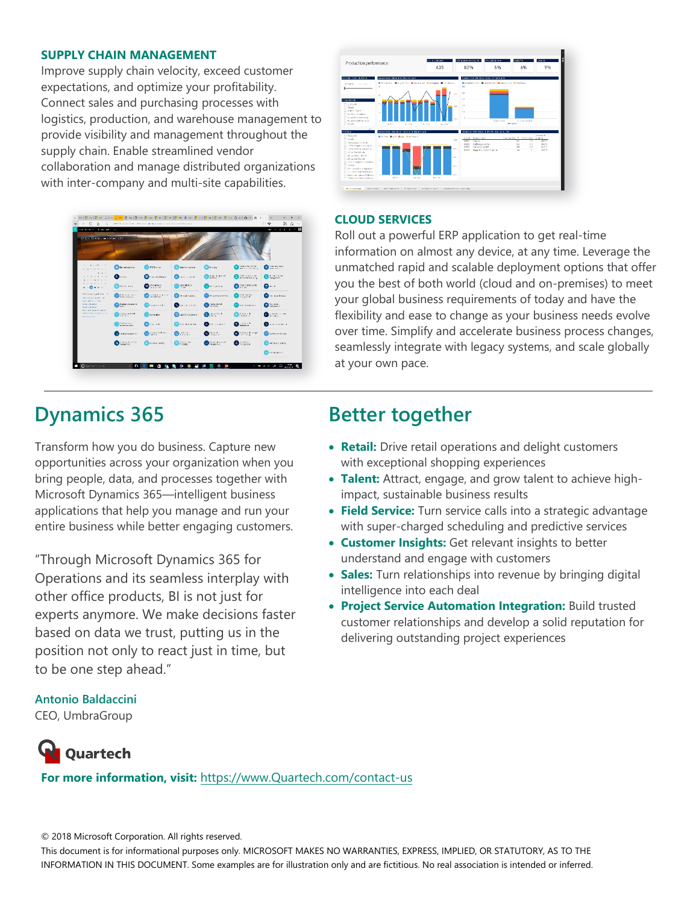## SUPPLY CHAIN MANAGEMENT

Improve supply chain velocity, exceed customer expectations, and optimize your profitability. Connect sales and purchasing processes with logistics, production, and warehouse management to provide visibility and management throughout the supply chain. Enable streamlined vendor collaboration and manage distributed organizations with inter-company and multi-site capabilities.

## CLOUD SERVICES

Roll out a powerful ERP application to get real-time information on almost any device, at any time. Leverage the unmatched rapid and scalable deployment options that offer you the best of both world (cloud and on-premises) to meet your global business requirements of today and have the flexibility and ease to change as your business needs evolve over time. Simplify and accelerate business process changes, seamlessly integrate with legacy systems, and scale globally at your own pace.

# Dynamics 365

Transform how you do business. Capture new opportunities across your organization when you bring people, data, and processes together with Microsoft Dynamics 365—intelligent business applications that help you manage and run your entire business while better engaging customers.

"Through Microsoft Dynamics 365 for Operations and its seamless interplay with other office products, BI is not just for experts anymore. We make decisions faster based on data we trust, putting us in the position not only to react just in time, but to be one step ahead."

**Antonio Baldaccini**
CEO, UmbraGroup

# Better together

- **Retail:** Drive retail operations and delight customers with exceptional shopping experiences
- **Talent:** Attract, engage, and grow talent to achieve high-impact, sustainable business results
- **Field Service:** Turn service calls into a strategic advantage with super-charged scheduling and predictive services
- **Customer Insights:** Get relevant insights to better understand and engage with customers
- **Sales:** Turn relationships into revenue by bringing digital intelligence into each deal
- **Project Service Automation Integration:** Build trusted customer relationships and develop a solid reputation for delivering outstanding project experiences

Quartech

**For more information, visit:** https://www.Quartech.com/contact-us

© 2018 Microsoft Corporation. All rights reserved.

This document is for informational purposes only. MICROSOFT MAKES NO WARRANTIES, EXPRESS, IMPLIED, OR STATUTORY, AS TO THE INFORMATION IN THIS DOCUMENT. Some examples are for illustration only and are fictitious. No real association is intended or inferred.